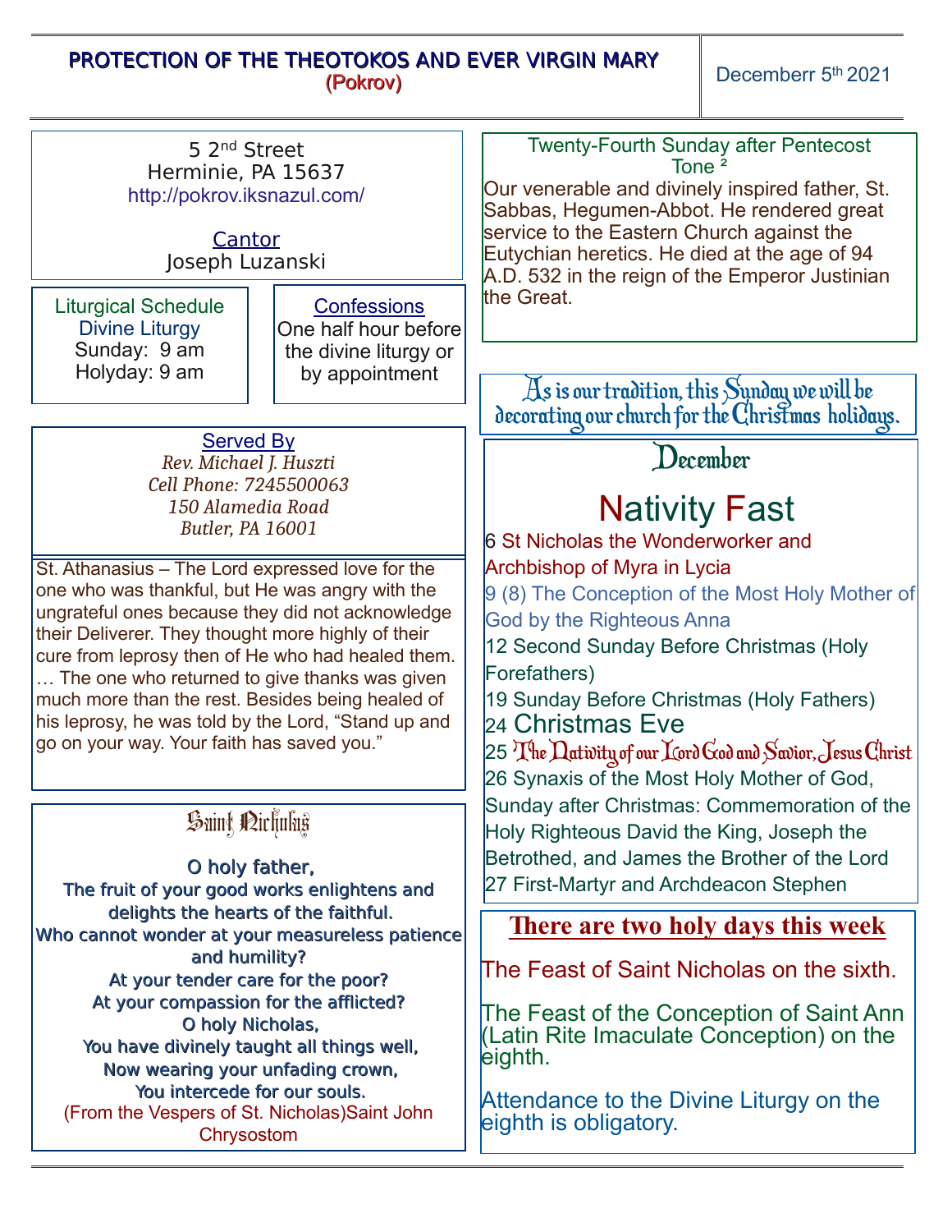# PROTECTION OF THE THEOTOKOS AND EVER VIRGIN MARY
## (Pokrov)

Decemberr 5th 2021

5 2nd Street
Herminie, PA 15637
http://pokrov.iksnazul.com/

Cantor
Joseph Luzanski

**Liturgical Schedule**
Divine Liturgy
Sunday: 9 am
Holyday: 9 am

**Confessions**
One half hour before the divine liturgy or by appointment

**Served By**
*Rev. Michael J. Huszti*
*Cell Phone: 7245500063*
*150 Alamedia Road*
*Butler, PA 16001*

St. Athanasius – The Lord expressed love for the one who was thankful, but He was angry with the ungrateful ones because they did not acknowledge their Deliverer. They thought more highly of their cure from leprosy then of He who had healed them. … The one who returned to give thanks was given much more than the rest. Besides being healed of his leprosy, he was told by the Lord, "Stand up and go on your way. Your faith has saved you."

### Saint Nicholas

O holy father,
The fruit of your good works enlightens and delights the hearts of the faithful.
Who cannot wonder at your measureless patience and humility?
At your tender care for the poor?
At your compassion for the afflicted?
O holy Nicholas,
You have divinely taught all things well,
Now wearing your unfading crown,
You intercede for our souls.
(From the Vespers of St. Nicholas)Saint John Chrysostom

Twenty-Fourth Sunday after Pentecost
Tone 2

Our venerable and divinely inspired father, St. Sabbas, Hegumen-Abbot. He rendered great service to the Eastern Church against the Eutychian heretics. He died at the age of 94 A.D. 532 in the reign of the Emperor Justinian the Great.

As is our tradition, this Sunday we will be decorating our church for the Christmas holidays.

## December

## Nativity Fast

6 St Nicholas the Wonderworker and Archbishop of Myra in Lycia
9 (8) The Conception of the Most Holy Mother of God by the Righteous Anna
12 Second Sunday Before Christmas (Holy Forefathers)
19 Sunday Before Christmas (Holy Fathers)
24 Christmas Eve
25 The Nativity of our Lord God and Savior, Jesus Christ
26 Synaxis of the Most Holy Mother of God, Sunday after Christmas: Commemoration of the Holy Righteous David the King, Joseph the Betrothed, and James the Brother of the Lord
27 First-Martyr and Archdeacon Stephen

### There are two holy days this week

The Feast of Saint Nicholas on the sixth.

The Feast of the Conception of Saint Ann (Latin Rite Imaculate Conception) on the eighth.

Attendance to the Divine Liturgy on the eighth is obligatory.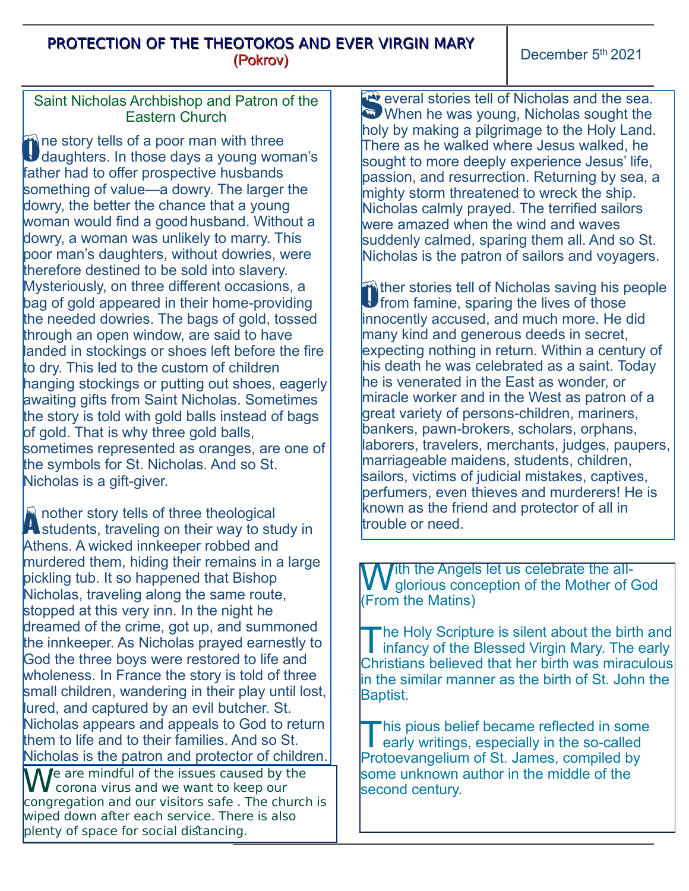# PROTECTION OF THE THEOTOKOS AND EVER VIRGIN MARY
## (Pokrov)

December 5th 2021

## Saint Nicholas Archbishop and Patron of the Eastern Church

One story tells of a poor man with three daughters. In those days a young woman's father had to offer prospective husbands something of value—a dowry. The larger the dowry, the better the chance that a young woman would find a good husband. Without a dowry, a woman was unlikely to marry. This poor man's daughters, without dowries, were therefore destined to be sold into slavery. Mysteriously, on three different occasions, a bag of gold appeared in their home-providing the needed dowries. The bags of gold, tossed through an open window, are said to have landed in stockings or shoes left before the fire to dry. This led to the custom of children hanging stockings or putting out shoes, eagerly awaiting gifts from Saint Nicholas. Sometimes the story is told with gold balls instead of bags of gold. That is why three gold balls, sometimes represented as oranges, are one of the symbols for St. Nicholas. And so St. Nicholas is a gift-giver.

Another story tells of three theological students, traveling on their way to study in Athens. A wicked innkeeper robbed and murdered them, hiding their remains in a large pickling tub. It so happened that Bishop Nicholas, traveling along the same route, stopped at this very inn. In the night he dreamed of the crime, got up, and summoned the innkeeper. As Nicholas prayed earnestly to God the three boys were restored to life and wholeness. In France the story is told of three small children, wandering in their play until lost, lured, and captured by an evil butcher. St. Nicholas appears and appeals to God to return them to life and to their families. And so St. Nicholas is the patron and protector of children.

Several stories tell of Nicholas and the sea. When he was young, Nicholas sought the holy by making a pilgrimage to the Holy Land. There as he walked where Jesus walked, he sought to more deeply experience Jesus' life, passion, and resurrection. Returning by sea, a mighty storm threatened to wreck the ship. Nicholas calmly prayed. The terrified sailors were amazed when the wind and waves suddenly calmed, sparing them all. And so St. Nicholas is the patron of sailors and voyagers.

Other stories tell of Nicholas saving his people from famine, sparing the lives of those innocently accused, and much more. He did many kind and generous deeds in secret, expecting nothing in return. Within a century of his death he was celebrated as a saint. Today he is venerated in the East as wonder, or miracle worker and in the West as patron of a great variety of persons-children, mariners, bankers, pawn-brokers, scholars, orphans, laborers, travelers, merchants, judges, paupers, marriageable maidens, students, children, sailors, victims of judicial mistakes, captives, perfumers, even thieves and murderers! He is known as the friend and protector of all in trouble or need.

We are mindful of the issues caused by the corona virus and we want to keep our congregation and our visitors safe . The church is wiped down after each service. There is also plenty of space for social distancing.

With the Angels let us celebrate the all-glorious conception of the Mother of God (From the Matins)

The Holy Scripture is silent about the birth and infancy of the Blessed Virgin Mary. The early Christians believed that her birth was miraculous in the similar manner as the birth of St. John the Baptist.

This pious belief became reflected in some early writings, especially in the so-called Protoevangelium of St. James, compiled by some unknown author in the middle of the second century.